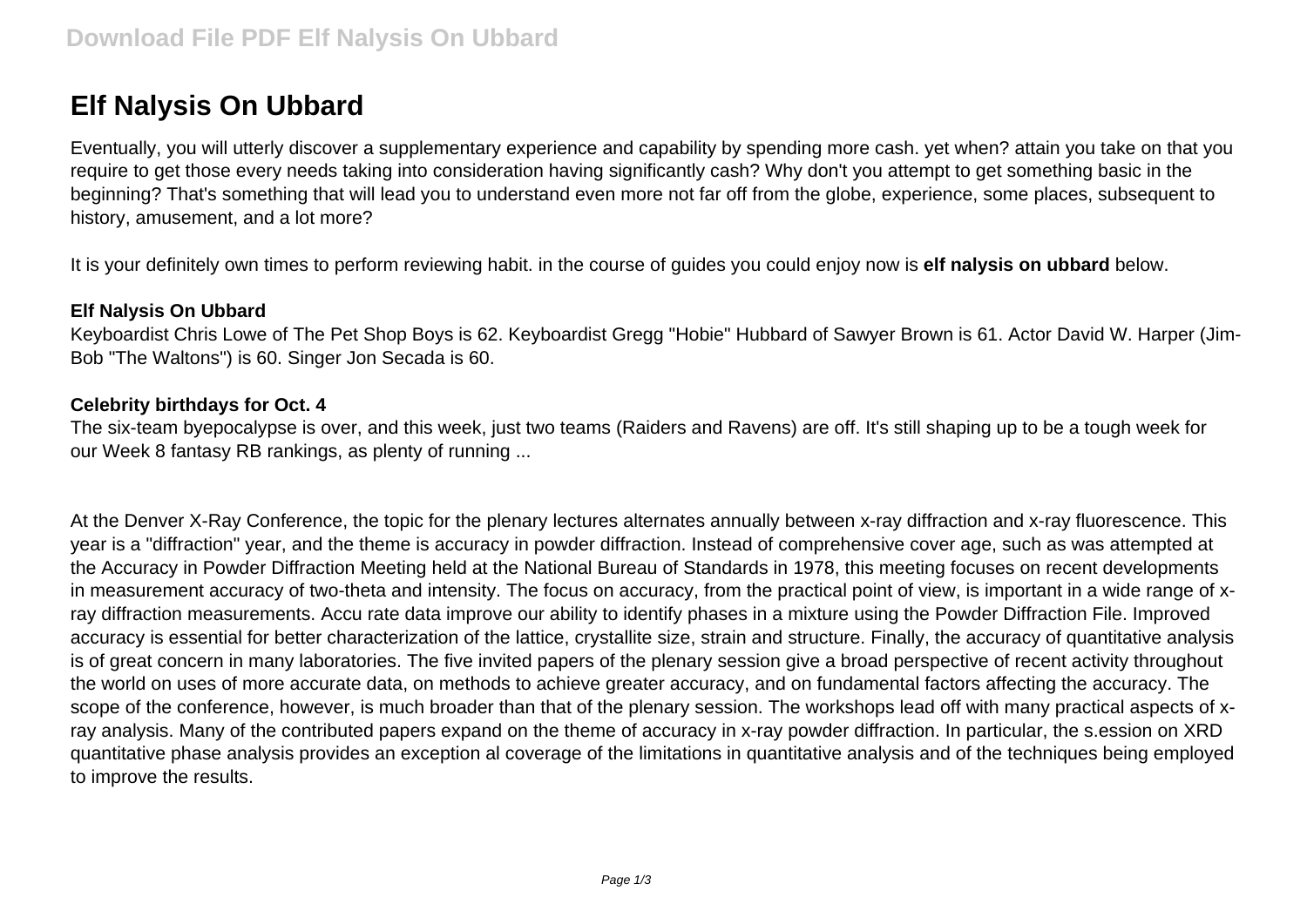// Header "Download File PDF Elf Nalysis On Ubbard" is a running header - omit.

# Elf Nalysis On Ubbard

Eventually, you will utterly discover a supplementary experience and capability by spending more cash. yet when? attain you take on that you require to get those every needs taking into consideration having significantly cash? Why don't you attempt to get something basic in the beginning? That's something that will lead you to understand even more not far off from the globe, experience, some places, subsequent to history, amusement, and a lot more?

It is your definitely own times to perform reviewing habit. in the course of guides you could enjoy now is **elf nalysis on ubbard** below.

### Elf Nalysis On Ubbard

Keyboardist Chris Lowe of The Pet Shop Boys is 62. Keyboardist Gregg "Hobie" Hubbard of Sawyer Brown is 61. Actor David W. Harper (Jim-Bob "The Waltons") is 60. Singer Jon Secada is 60.

### Celebrity birthdays for Oct. 4

The six-team byepocalypse is over, and this week, just two teams (Raiders and Ravens) are off. It's still shaping up to be a tough week for our Week 8 fantasy RB rankings, as plenty of running ...

At the Denver X-Ray Conference, the topic for the plenary lectures alternates annually between x-ray diffraction and x-ray fluorescence. This year is a "diffraction" year, and the theme is accuracy in powder diffraction. Instead of comprehensive cover age, such as was attempted at the Accuracy in Powder Diffraction Meeting held at the National Bureau of Standards in 1978, this meeting focuses on recent developments in measurement accuracy of two-theta and intensity. The focus on accuracy, from the practical point of view, is important in a wide range of x-ray diffraction measurements. Accu rate data improve our ability to identify phases in a mixture using the Powder Diffraction File. Improved accuracy is essential for better characterization of the lattice, crystallite size, strain and structure. Finally, the accuracy of quantitative analysis is of great concern in many laboratories. The five invited papers of the plenary session give a broad perspective of recent activity throughout the world on uses of more accurate data, on methods to achieve greater accuracy, and on fundamental factors affecting the accuracy. The scope of the conference, however, is much broader than that of the plenary session. The workshops lead off with many practical aspects of x-ray analysis. Many of the contributed papers expand on the theme of accuracy in x-ray powder diffraction. In particular, the s.ession on XRD quantitative phase analysis provides an exception al coverage of the limitations in quantitative analysis and of the techniques being employed to improve the results.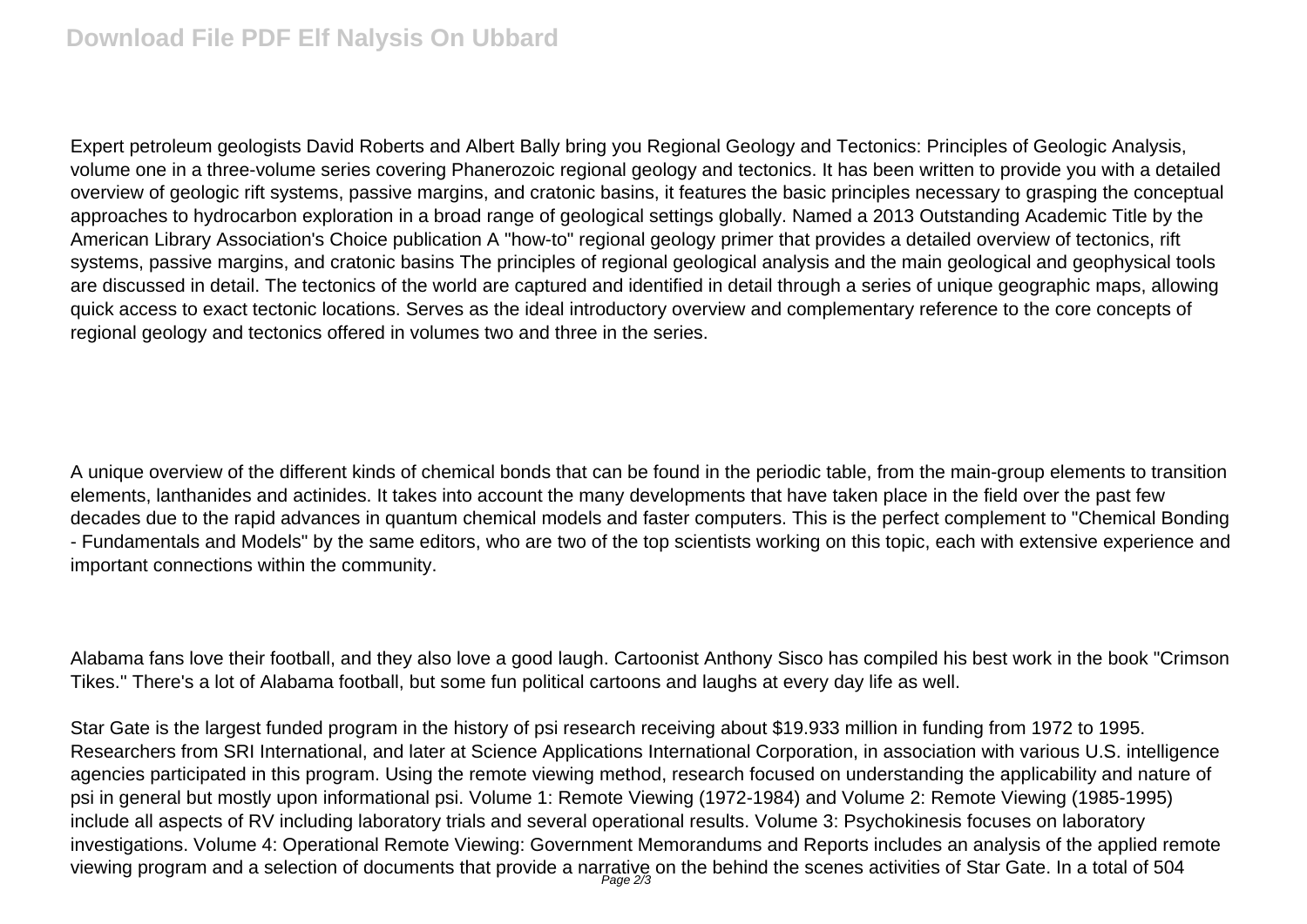Expert petroleum geologists David Roberts and Albert Bally bring you Regional Geology and Tectonics: Principles of Geologic Analysis, volume one in a three-volume series covering Phanerozoic regional geology and tectonics. It has been written to provide you with a detailed overview of geologic rift systems, passive margins, and cratonic basins, it features the basic principles necessary to grasping the conceptual approaches to hydrocarbon exploration in a broad range of geological settings globally. Named a 2013 Outstanding Academic Title by the American Library Association's Choice publication A "how-to" regional geology primer that provides a detailed overview of tectonics, rift systems, passive margins, and cratonic basins The principles of regional geological analysis and the main geological and geophysical tools are discussed in detail. The tectonics of the world are captured and identified in detail through a series of unique geographic maps, allowing quick access to exact tectonic locations. Serves as the ideal introductory overview and complementary reference to the core concepts of regional geology and tectonics offered in volumes two and three in the series.

A unique overview of the different kinds of chemical bonds that can be found in the periodic table, from the main-group elements to transition elements, lanthanides and actinides. It takes into account the many developments that have taken place in the field over the past few decades due to the rapid advances in quantum chemical models and faster computers. This is the perfect complement to "Chemical Bonding - Fundamentals and Models" by the same editors, who are two of the top scientists working on this topic, each with extensive experience and important connections within the community.

Alabama fans love their football, and they also love a good laugh. Cartoonist Anthony Sisco has compiled his best work in the book "Crimson Tikes." There's a lot of Alabama football, but some fun political cartoons and laughs at every day life as well.

Star Gate is the largest funded program in the history of psi research receiving about $19.933 million in funding from 1972 to 1995. Researchers from SRI International, and later at Science Applications International Corporation, in association with various U.S. intelligence agencies participated in this program. Using the remote viewing method, research focused on understanding the applicability and nature of psi in general but mostly upon informational psi. Volume 1: Remote Viewing (1972-1984) and Volume 2: Remote Viewing (1985-1995) include all aspects of RV including laboratory trials and several operational results. Volume 3: Psychokinesis focuses on laboratory investigations. Volume 4: Operational Remote Viewing: Government Memorandums and Reports includes an analysis of the applied remote viewing program and a selection of documents that provide a narrative on the behind the scenes activities of Star Gate. In a total of 504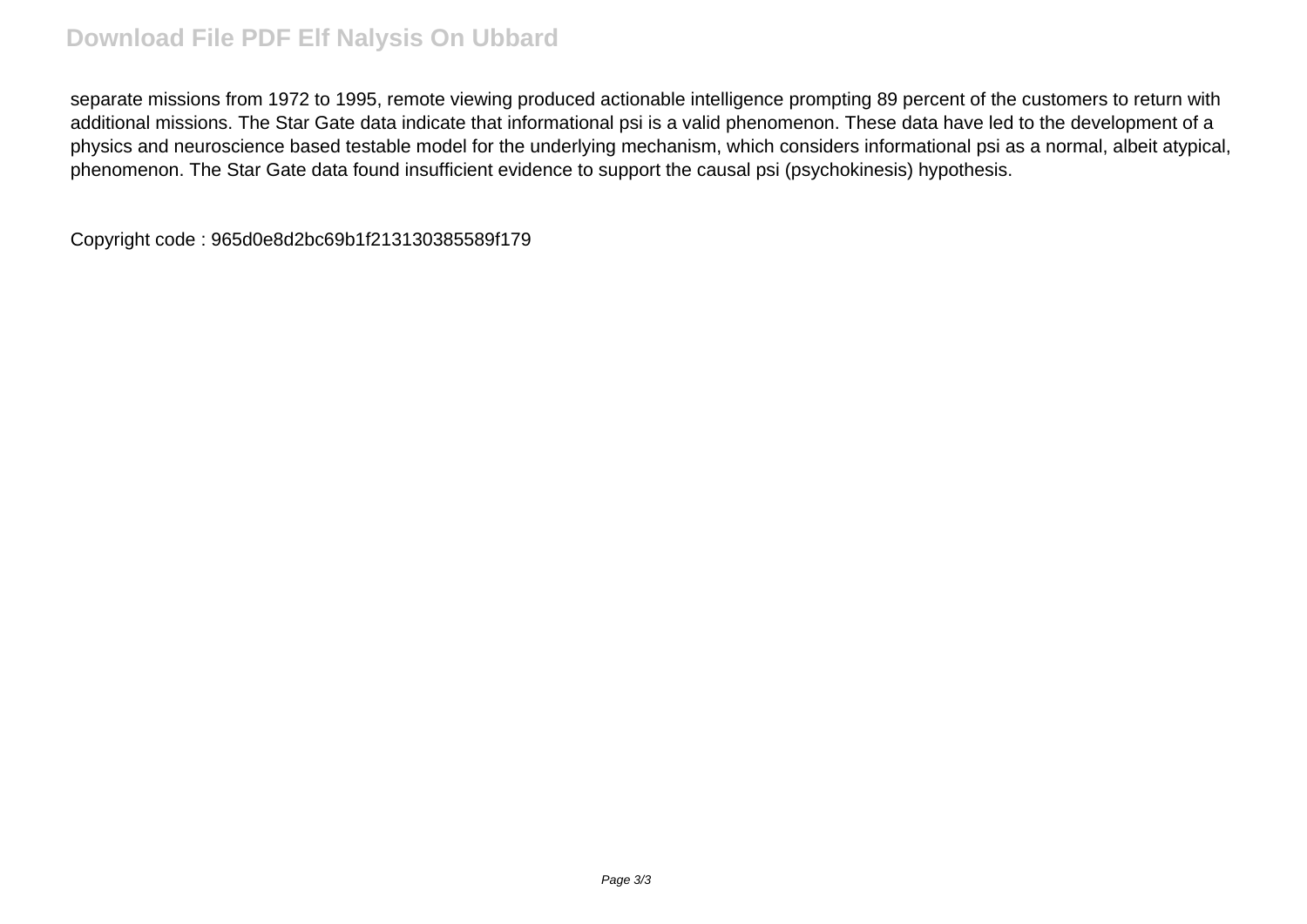separate missions from 1972 to 1995, remote viewing produced actionable intelligence prompting 89 percent of the customers to return with additional missions. The Star Gate data indicate that informational psi is a valid phenomenon. These data have led to the development of a physics and neuroscience based testable model for the underlying mechanism, which considers informational psi as a normal, albeit atypical, phenomenon. The Star Gate data found insufficient evidence to support the causal psi (psychokinesis) hypothesis.

Copyright code : 965d0e8d2bc69b1f213130385589f179